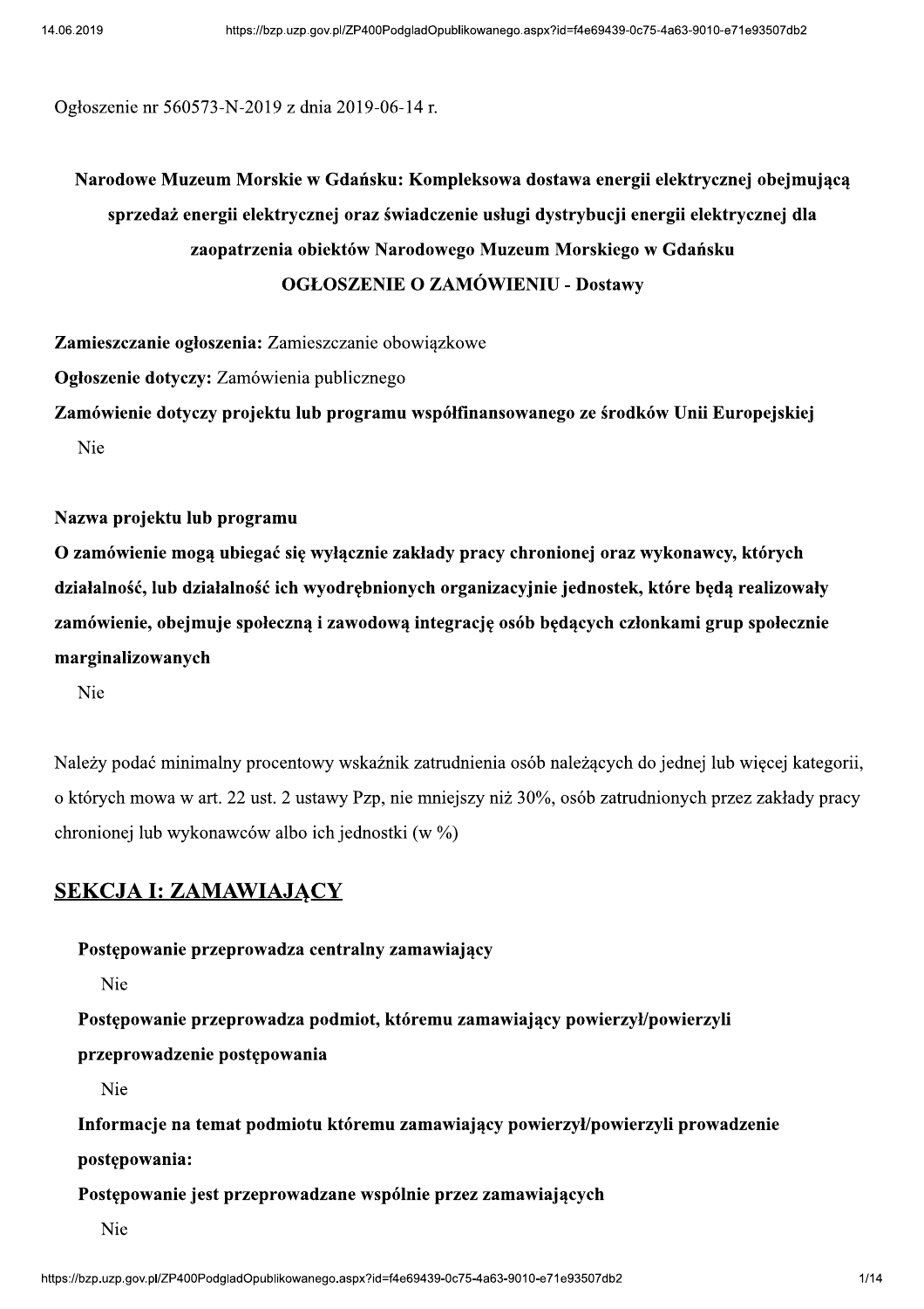Ogłoszenie nr 560573-N-2019 z dnia 2019-06-14 r.

# Narodowe Muzeum Morskie w Gdańsku: Kompleksowa dostawa energii elektrycznej obejmującą sprzedaż energii elektrycznej oraz świadczenie usługi dystrybucji energii elektrycznej dla zaopatrzenia obiektów Narodowego Muzeum Morskiego w Gdańsku

## OGŁOSZENIE O ZAMÓWIENIU - Dostawy

**Zamieszczanie ogłoszenia:** Zamieszczanie obowiązkowe

**Ogłoszenie dotyczy:** Zamówienia publicznego

**Zamówienie dotyczy projektu lub programu współfinansowanego ze środków Unii Europejskiej**

Nie

**Nazwa projektu lub programu**

**O zamówienie mogą ubiegać się wyłącznie zakłady pracy chronionej oraz wykonawcy, których działalność, lub działalność ich wyodrębnionych organizacyjnie jednostek, które będą realizowały zamówienie, obejmuje społeczną i zawodową integrację osób będących członkami grup społecznie marginalizowanych**

Nie

Należy podać minimalny procentowy wskaźnik zatrudnienia osób należących do jednej lub więcej kategorii, o których mowa w art. 22 ust. 2 ustawy Pzp, nie mniejszy niż 30%, osób zatrudnionych przez zakłady pracy chronionej lub wykonawców albo ich jednostki (w %)

## SEKCJA I: ZAMAWIAJĄCY

**Postępowanie przeprowadza centralny zamawiający**

Nie

**Postępowanie przeprowadza podmiot, któremu zamawiający powierzył/powierzyli przeprowadzenie postępowania**

Nie

**Informacje na temat podmiotu któremu zamawiający powierzył/powierzyli prowadzenie postępowania:**

**Postępowanie jest przeprowadzane wspólnie przez zamawiających**

Nie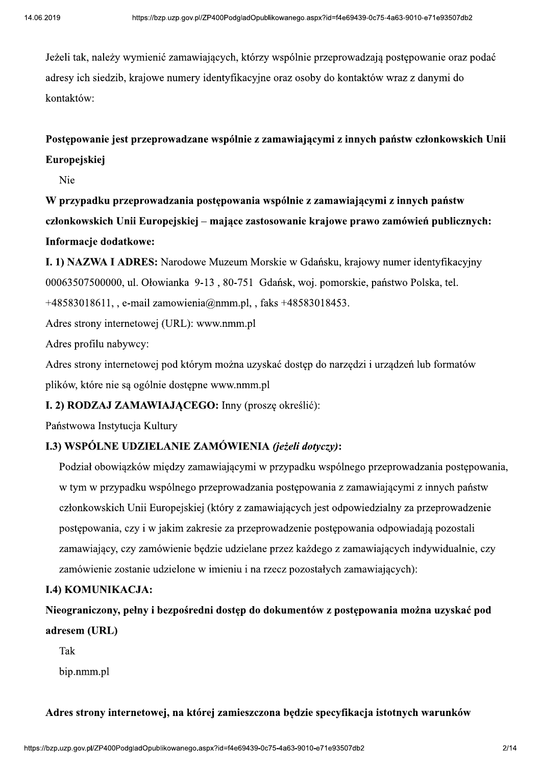Jeżeli tak, należy wymienić zamawiających, którzy wspólnie przeprowadzają postępowanie oraz podać adresy ich siedzib, krajowe numery identyfikacyjne oraz osoby do kontaktów wraz z danymi do kontaktów:

**Postępowanie jest przeprowadzane wspólnie z zamawiającymi z innych państw członkowskich Unii Europejskiej**

Nie

**W przypadku przeprowadzania postępowania wspólnie z zamawiającymi z innych państw członkowskich Unii Europejskiej – mające zastosowanie krajowe prawo zamówień publicznych:**

**Informacje dodatkowe:**

**I. 1) NAZWA I ADRES:** Narodowe Muzeum Morskie w Gdańsku, krajowy numer identyfikacyjny 00063507500000, ul. Ołowianka 9-13 , 80-751 Gdańsk, woj. pomorskie, państwo Polska, tel. +48583018611, , e-mail zamowienia@nmm.pl, , faks +48583018453.

Adres strony internetowej (URL): www.nmm.pl

Adres profilu nabywcy:

Adres strony internetowej pod którym można uzyskać dostęp do narzędzi i urządzeń lub formatów plików, które nie są ogólnie dostępne www.nmm.pl

**I. 2) RODZAJ ZAMAWIAJĄCEGO:** Inny (proszę określić):

Państwowa Instytucja Kultury

**I.3) WSPÓLNE UDZIELANIE ZAMÓWIENIA *(jeżeli dotyczy)*:**

Podział obowiązków między zamawiającymi w przypadku wspólnego przeprowadzania postępowania, w tym w przypadku wspólnego przeprowadzania postępowania z zamawiającymi z innych państw członkowskich Unii Europejskiej (który z zamawiających jest odpowiedzialny za przeprowadzenie postępowania, czy i w jakim zakresie za przeprowadzenie postępowania odpowiadają pozostali zamawiający, czy zamówienie będzie udzielane przez każdego z zamawiających indywidualnie, czy zamówienie zostanie udzielone w imieniu i na rzecz pozostałych zamawiających):

**I.4) KOMUNIKACJA:**

**Nieograniczony, pełny i bezpośredni dostęp do dokumentów z postępowania można uzyskać pod adresem (URL)**

Tak

bip.nmm.pl

**Adres strony internetowej, na której zamieszczona będzie specyfikacja istotnych warunków**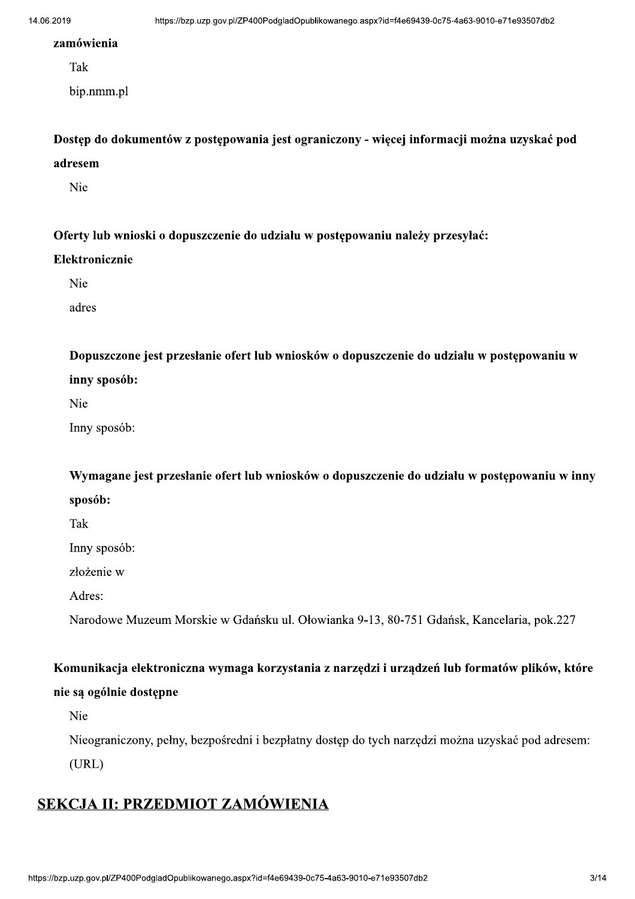**zamówienia**

Tak

bip.nmm.pl

**Dostęp do dokumentów z postępowania jest ograniczony - więcej informacji można uzyskać pod adresem**

Nie

**Oferty lub wnioski o dopuszczenie do udziału w postępowaniu należy przesyłać:**

**Elektronicznie**

Nie

adres

**Dopuszczone jest przesłanie ofert lub wniosków o dopuszczenie do udziału w postępowaniu w inny sposób:**

Nie

Inny sposób:

**Wymagane jest przesłanie ofert lub wniosków o dopuszczenie do udziału w postępowaniu w inny sposób:**

Tak

Inny sposób:

złożenie w

Adres:

Narodowe Muzeum Morskie w Gdańsku ul. Ołowianka 9-13, 80-751 Gdańsk, Kancelaria, pok.227

**Komunikacja elektroniczna wymaga korzystania z narzędzi i urządzeń lub formatów plików, które nie są ogólnie dostępne**

Nie

Nieograniczony, pełny, bezpośredni i bezpłatny dostęp do tych narzędzi można uzyskać pod adresem: (URL)

## SEKCJA II: PRZEDMIOT ZAMÓWIENIA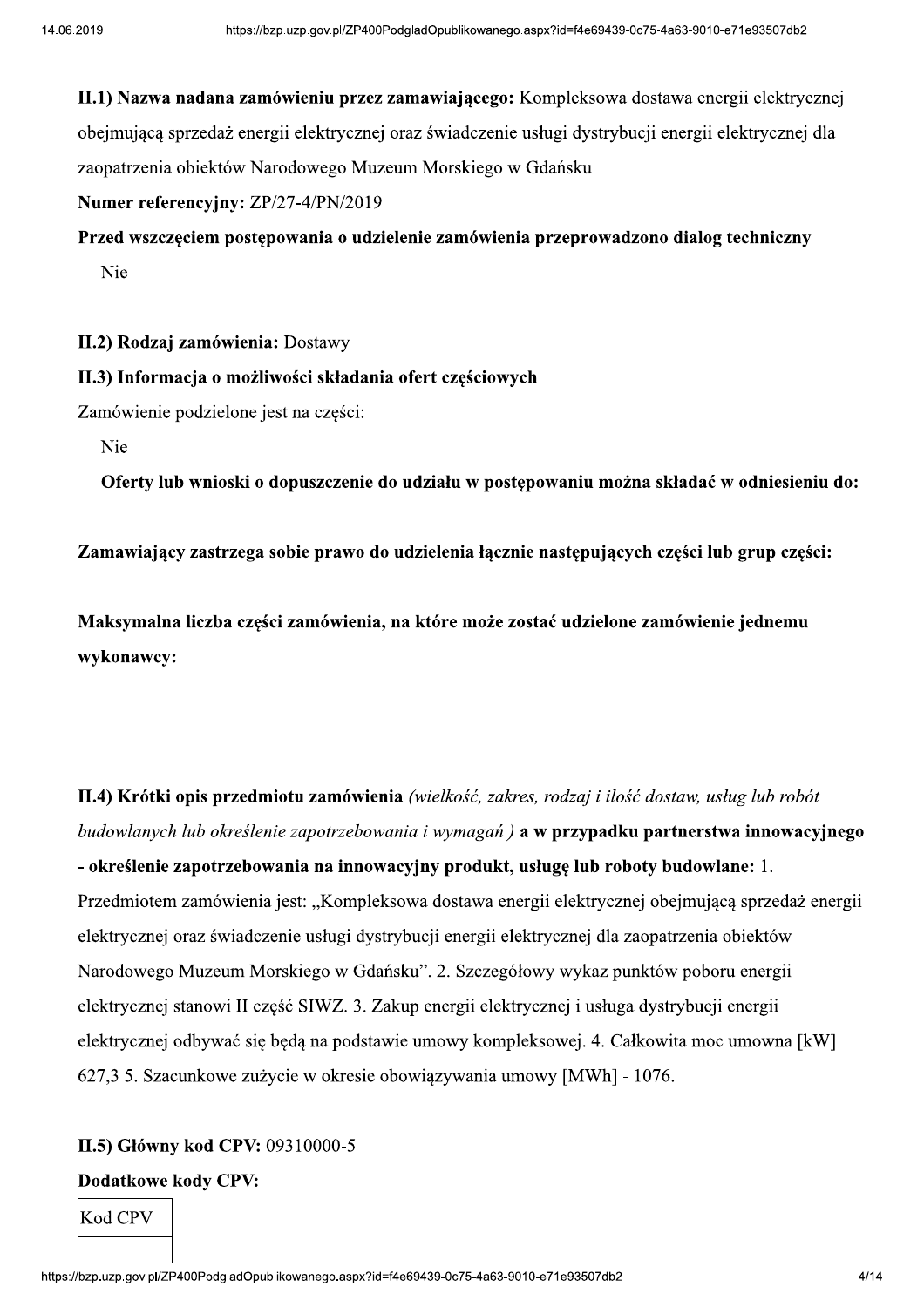**II.1) Nazwa nadana zamówieniu przez zamawiającego:** Kompleksowa dostawa energii elektrycznej obejmującą sprzedaż energii elektrycznej oraz świadczenie usługi dystrybucji energii elektrycznej dla zaopatrzenia obiektów Narodowego Muzeum Morskiego w Gdańsku

**Numer referencyjny:** ZP/27-4/PN/2019

**Przed wszczęciem postępowania o udzielenie zamówienia przeprowadzono dialog techniczny**

Nie

**II.2) Rodzaj zamówienia:** Dostawy

**II.3) Informacja o możliwości składania ofert częściowych**

Zamówienie podzielone jest na części:

Nie

**Oferty lub wnioski o dopuszczenie do udziału w postępowaniu można składać w odniesieniu do:**

**Zamawiający zastrzega sobie prawo do udzielenia łącznie następujących części lub grup części:**

**Maksymalna liczba części zamówienia, na które może zostać udzielone zamówienie jednemu wykonawcy:**

**II.4) Krótki opis przedmiotu zamówienia** *(wielkość, zakres, rodzaj i ilość dostaw, usług lub robót budowlanych lub określenie zapotrzebowania i wymagań )* **a w przypadku partnerstwa innowacyjnego - określenie zapotrzebowania na innowacyjny produkt, usługę lub roboty budowlane:** 1. Przedmiotem zamówienia jest: „Kompleksowa dostawa energii elektrycznej obejmującą sprzedaż energii elektrycznej oraz świadczenie usługi dystrybucji energii elektrycznej dla zaopatrzenia obiektów Narodowego Muzeum Morskiego w Gdańsku". 2. Szczegółowy wykaz punktów poboru energii elektrycznej stanowi II część SIWZ. 3. Zakup energii elektrycznej i usługa dystrybucji energii elektrycznej odbywać się będą na podstawie umowy kompleksowej. 4. Całkowita moc umowna [kW] 627,3 5. Szacunkowe zużycie w okresie obowiązywania umowy [MWh] - 1076.

**II.5) Główny kod CPV:** 09310000-5

**Dodatkowe kody CPV:**

| Kod CPV |
| --- |
| |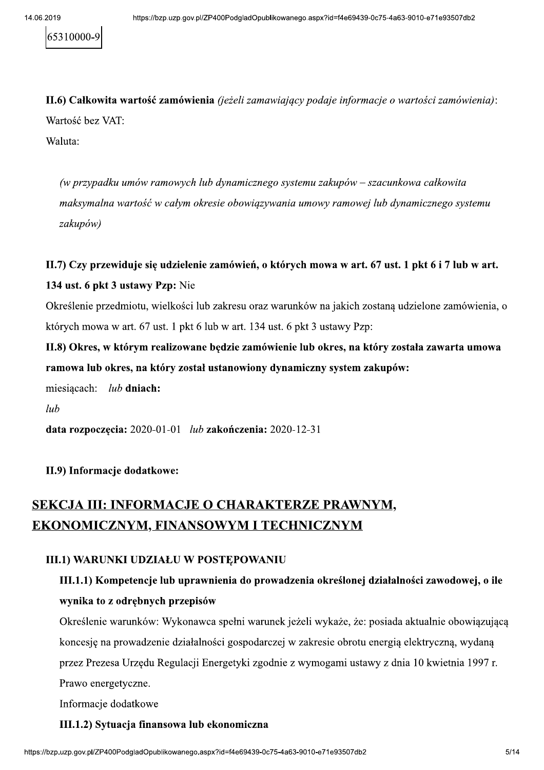65310000-9

**II.6) Całkowita wartość zamówienia** *(jeżeli zamawiający podaje informacje o wartości zamówienia)*:

Wartość bez VAT:

Waluta:

*(w przypadku umów ramowych lub dynamicznego systemu zakupów – szacunkowa całkowita maksymalna wartość w całym okresie obowiązywania umowy ramowej lub dynamicznego systemu zakupów)*

**II.7) Czy przewiduje się udzielenie zamówień, o których mowa w art. 67 ust. 1 pkt 6 i 7 lub w art. 134 ust. 6 pkt 3 ustawy Pzp:** Nie

Określenie przedmiotu, wielkości lub zakresu oraz warunków na jakich zostaną udzielone zamówienia, o których mowa w art. 67 ust. 1 pkt 6 lub w art. 134 ust. 6 pkt 3 ustawy Pzp:

**II.8) Okres, w którym realizowane będzie zamówienie lub okres, na który została zawarta umowa ramowa lub okres, na który został ustanowiony dynamiczny system zakupów:**

miesiącach: *lub* **dniach:**

*lub*

**data rozpoczęcia:** 2020-01-01 *lub* **zakończenia:** 2020-12-31

**II.9) Informacje dodatkowe:**

## SEKCJA III: INFORMACJE O CHARAKTERZE PRAWNYM, EKONOMICZNYM, FINANSOWYM I TECHNICZNYM

### III.1) WARUNKI UDZIAŁU W POSTĘPOWANIU

**III.1.1) Kompetencje lub uprawnienia do prowadzenia określonej działalności zawodowej, o ile wynika to z odrębnych przepisów**

Określenie warunków: Wykonawca spełni warunek jeżeli wykaże, że: posiada aktualnie obowiązującą koncesję na prowadzenie działalności gospodarczej w zakresie obrotu energią elektryczną, wydaną przez Prezesa Urzędu Regulacji Energetyki zgodnie z wymogami ustawy z dnia 10 kwietnia 1997 r. Prawo energetyczne.

Informacje dodatkowe

**III.1.2) Sytuacja finansowa lub ekonomiczna**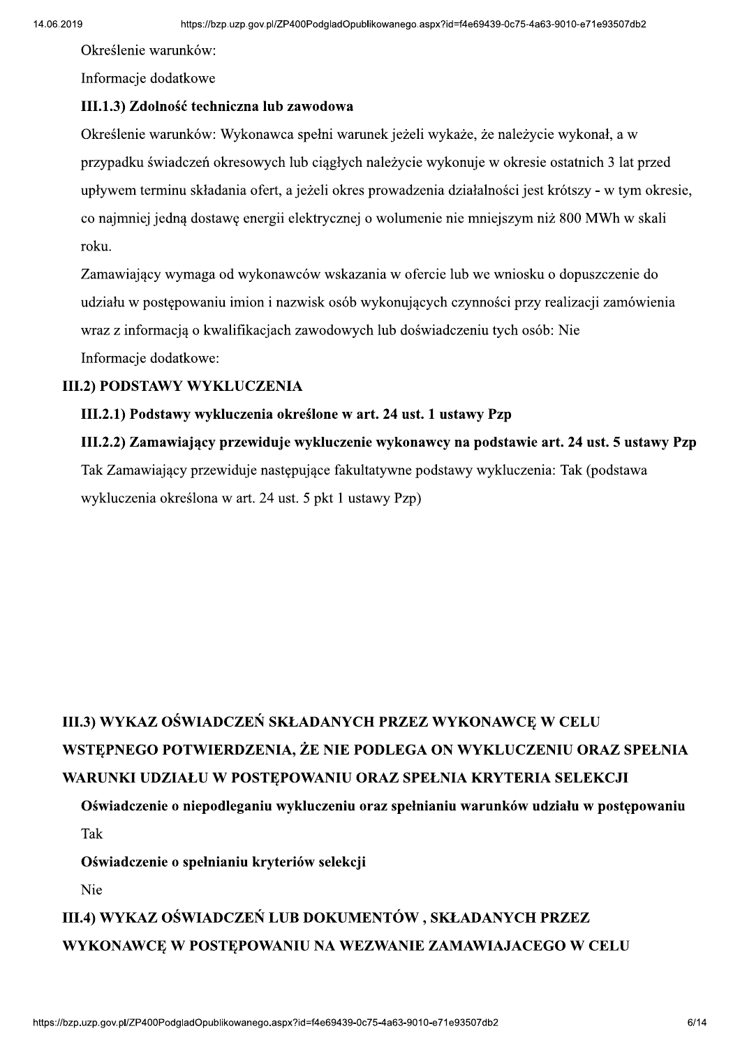Określenie warunków:

Informacje dodatkowe

**III.1.3) Zdolność techniczna lub zawodowa**

Określenie warunków: Wykonawca spełni warunek jeżeli wykaże, że należycie wykonał, a w przypadku świadczeń okresowych lub ciągłych należycie wykonuje w okresie ostatnich 3 lat przed upływem terminu składania ofert, a jeżeli okres prowadzenia działalności jest krótszy - w tym okresie, co najmniej jedną dostawę energii elektrycznej o wolumenie nie mniejszym niż 800 MWh w skali roku.

Zamawiający wymaga od wykonawców wskazania w ofercie lub we wniosku o dopuszczenie do udziału w postępowaniu imion i nazwisk osób wykonujących czynności przy realizacji zamówienia wraz z informacją o kwalifikacjach zawodowych lub doświadczeniu tych osób: Nie

Informacje dodatkowe:

**III.2) PODSTAWY WYKLUCZENIA**

**III.2.1) Podstawy wykluczenia określone w art. 24 ust. 1 ustawy Pzp**

**III.2.2) Zamawiający przewiduje wykluczenie wykonawcy na podstawie art. 24 ust. 5 ustawy Pzp**

Tak Zamawiający przewiduje następujące fakultatywne podstawy wykluczenia: Tak (podstawa wykluczenia określona w art. 24 ust. 5 pkt 1 ustawy Pzp)

**III.3) WYKAZ OŚWIADCZEŃ SKŁADANYCH PRZEZ WYKONAWCĘ W CELU WSTĘPNEGO POTWIERDZENIA, ŻE NIE PODLEGA ON WYKLUCZENIU ORAZ SPEŁNIA WARUNKI UDZIAŁU W POSTĘPOWANIU ORAZ SPEŁNIA KRYTERIA SELEKCJI**

**Oświadczenie o niepodleganiu wykluczeniu oraz spełnianiu warunków udziału w postępowaniu**

Tak

**Oświadczenie o spełnianiu kryteriów selekcji**

Nie

**III.4) WYKAZ OŚWIADCZEŃ LUB DOKUMENTÓW , SKŁADANYCH PRZEZ WYKONAWCĘ W POSTĘPOWANIU NA WEZWANIE ZAMAWIAJACEGO W CELU**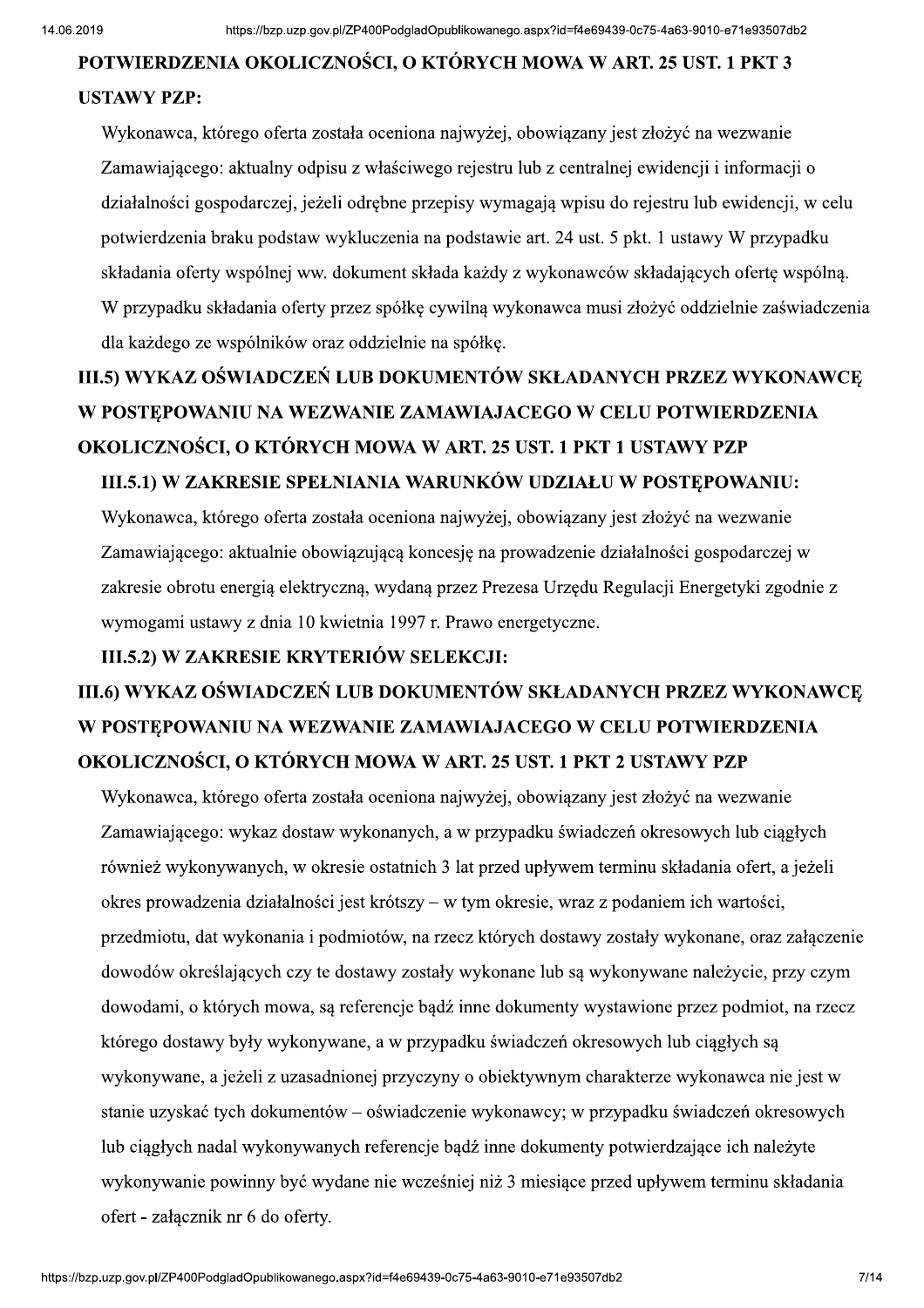**POTWIERDZENIA OKOLICZNOŚCI, O KTÓRYCH MOWA W ART. 25 UST. 1 PKT 3 USTAWY PZP:**

Wykonawca, którego oferta została oceniona najwyżej, obowiązany jest złożyć na wezwanie Zamawiającego: aktualny odpisu z właściwego rejestru lub z centralnej ewidencji i informacji o działalności gospodarczej, jeżeli odrębne przepisy wymagają wpisu do rejestru lub ewidencji, w celu potwierdzenia braku podstaw wykluczenia na podstawie art. 24 ust. 5 pkt. 1 ustawy W przypadku składania oferty wspólnej ww. dokument składa każdy z wykonawców składających ofertę wspólną. W przypadku składania oferty przez spółkę cywilną wykonawca musi złożyć oddzielnie zaświadczenia dla każdego ze wspólników oraz oddzielnie na spółkę.

**III.5) WYKAZ OŚWIADCZEŃ LUB DOKUMENTÓW SKŁADANYCH PRZEZ WYKONAWCĘ W POSTĘPOWANIU NA WEZWANIE ZAMAWIAJACEGO W CELU POTWIERDZENIA OKOLICZNOŚCI, O KTÓRYCH MOWA W ART. 25 UST. 1 PKT 1 USTAWY PZP**

**III.5.1) W ZAKRESIE SPEŁNIANIA WARUNKÓW UDZIAŁU W POSTĘPOWANIU:**

Wykonawca, którego oferta została oceniona najwyżej, obowiązany jest złożyć na wezwanie Zamawiającego: aktualnie obowiązującą koncesję na prowadzenie działalności gospodarczej w zakresie obrotu energią elektryczną, wydaną przez Prezesa Urzędu Regulacji Energetyki zgodnie z wymogami ustawy z dnia 10 kwietnia 1997 r. Prawo energetyczne.

**III.5.2) W ZAKRESIE KRYTERIÓW SELEKCJI:**

**III.6) WYKAZ OŚWIADCZEŃ LUB DOKUMENTÓW SKŁADANYCH PRZEZ WYKONAWCĘ W POSTĘPOWANIU NA WEZWANIE ZAMAWIAJACEGO W CELU POTWIERDZENIA OKOLICZNOŚCI, O KTÓRYCH MOWA W ART. 25 UST. 1 PKT 2 USTAWY PZP**

Wykonawca, którego oferta została oceniona najwyżej, obowiązany jest złożyć na wezwanie Zamawiającego: wykaz dostaw wykonanych, a w przypadku świadczeń okresowych lub ciągłych również wykonywanych, w okresie ostatnich 3 lat przed upływem terminu składania ofert, a jeżeli okres prowadzenia działalności jest krótszy – w tym okresie, wraz z podaniem ich wartości, przedmiotu, dat wykonania i podmiotów, na rzecz których dostawy zostały wykonane, oraz załączenie dowodów określających czy te dostawy zostały wykonane lub są wykonywane należycie, przy czym dowodami, o których mowa, są referencje bądź inne dokumenty wystawione przez podmiot, na rzecz którego dostawy były wykonywane, a w przypadku świadczeń okresowych lub ciągłych są wykonywane, a jeżeli z uzasadnionej przyczyny o obiektywnym charakterze wykonawca nie jest w stanie uzyskać tych dokumentów – oświadczenie wykonawcy; w przypadku świadczeń okresowych lub ciągłych nadal wykonywanych referencje bądź inne dokumenty potwierdzające ich należyte wykonywanie powinny być wydane nie wcześniej niż 3 miesiące przed upływem terminu składania ofert - załącznik nr 6 do oferty.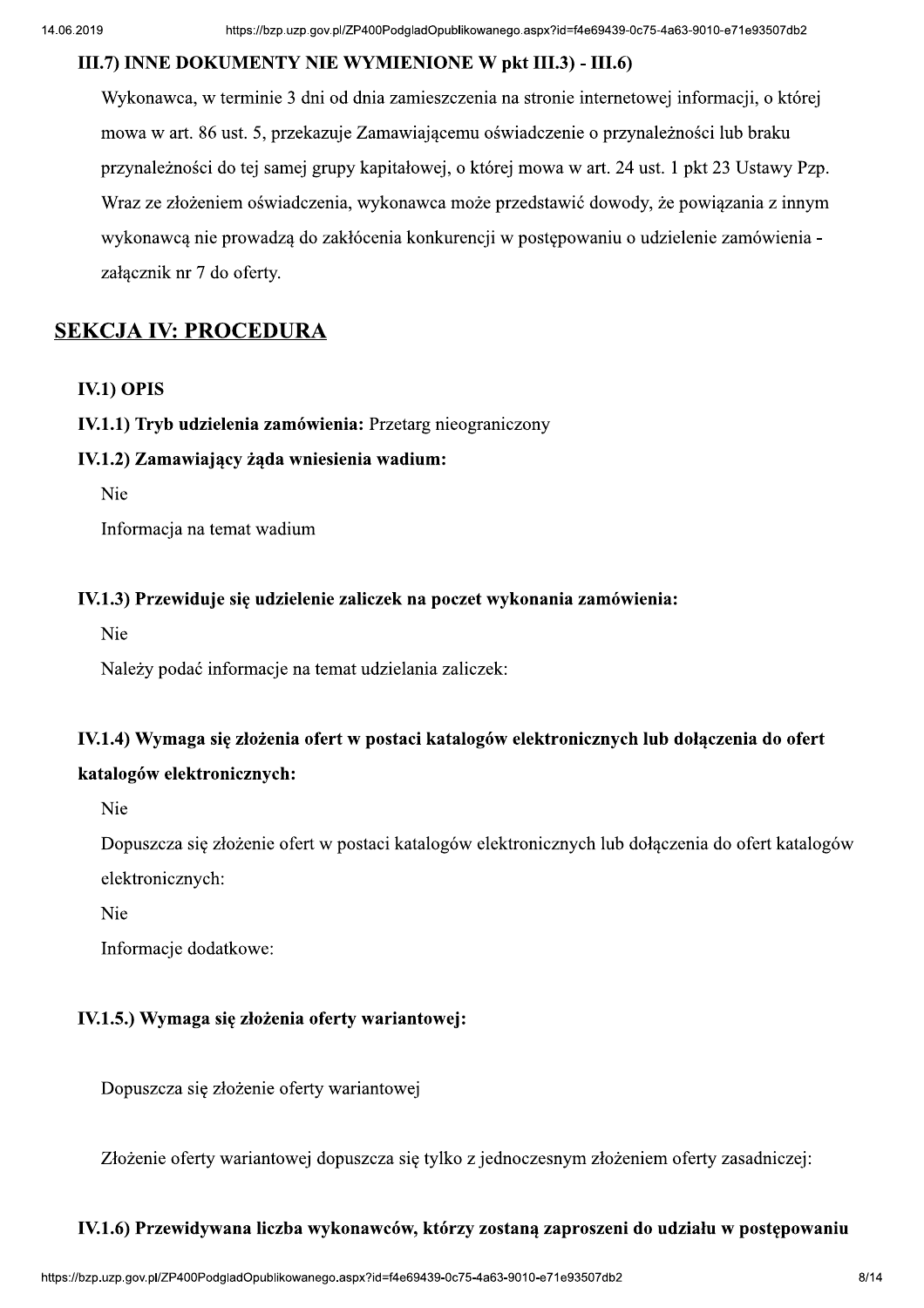### III.7) INNE DOKUMENTY NIE WYMIENIONE W pkt III.3) - III.6)

Wykonawca, w terminie 3 dni od dnia zamieszczenia na stronie internetowej informacji, o której mowa w art. 86 ust. 5, przekazuje Zamawiającemu oświadczenie o przynależności lub braku przynależności do tej samej grupy kapitałowej, o której mowa w art. 24 ust. 1 pkt 23 Ustawy Pzp. Wraz ze złożeniem oświadczenia, wykonawca może przedstawić dowody, że powiązania z innym wykonawcą nie prowadzą do zakłócenia konkurencji w postępowaniu o udzielenie zamówienia - załącznik nr 7 do oferty.

## SEKCJA IV: PROCEDURA

### IV.1) OPIS

**IV.1.1) Tryb udzielenia zamówienia:** Przetarg nieograniczony

**IV.1.2) Zamawiający żąda wniesienia wadium:**

Nie

Informacja na temat wadium

**IV.1.3) Przewiduje się udzielenie zaliczek na poczet wykonania zamówienia:**

Nie

Należy podać informacje na temat udzielania zaliczek:

**IV.1.4) Wymaga się złożenia ofert w postaci katalogów elektronicznych lub dołączenia do ofert katalogów elektronicznych:**

Nie

Dopuszcza się złożenie ofert w postaci katalogów elektronicznych lub dołączenia do ofert katalogów elektronicznych:

Nie

Informacje dodatkowe:

**IV.1.5.) Wymaga się złożenia oferty wariantowej:**

Dopuszcza się złożenie oferty wariantowej

Złożenie oferty wariantowej dopuszcza się tylko z jednoczesnym złożeniem oferty zasadniczej:

**IV.1.6) Przewidywana liczba wykonawców, którzy zostaną zaproszeni do udziału w postępowaniu**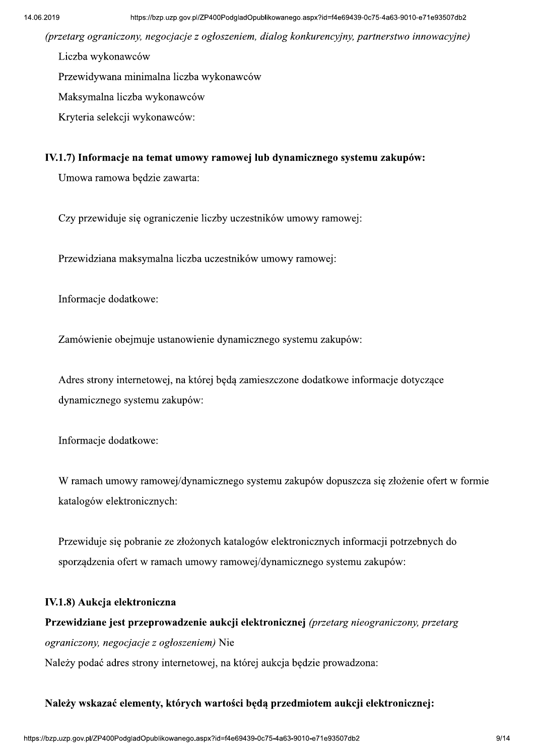*(przetarg ograniczony, negocjacje z ogłoszeniem, dialog konkurencyjny, partnerstwo innowacyjne)*

Liczba wykonawców

Przewidywana minimalna liczba wykonawców

Maksymalna liczba wykonawców

Kryteria selekcji wykonawców:

**IV.1.7) Informacje na temat umowy ramowej lub dynamicznego systemu zakupów:**

Umowa ramowa będzie zawarta:

Czy przewiduje się ograniczenie liczby uczestników umowy ramowej:

Przewidziana maksymalna liczba uczestników umowy ramowej:

Informacje dodatkowe:

Zamówienie obejmuje ustanowienie dynamicznego systemu zakupów:

Adres strony internetowej, na której będą zamieszczone dodatkowe informacje dotyczące dynamicznego systemu zakupów:

Informacje dodatkowe:

W ramach umowy ramowej/dynamicznego systemu zakupów dopuszcza się złożenie ofert w formie katalogów elektronicznych:

Przewiduje się pobranie ze złożonych katalogów elektronicznych informacji potrzebnych do sporządzenia ofert w ramach umowy ramowej/dynamicznego systemu zakupów:

**IV.1.8) Aukcja elektroniczna**

**Przewidziane jest przeprowadzenie aukcji elektronicznej** *(przetarg nieograniczony, przetarg ograniczony, negocjacje z ogłoszeniem)* Nie

Należy podać adres strony internetowej, na której aukcja będzie prowadzona:

**Należy wskazać elementy, których wartości będą przedmiotem aukcji elektronicznej:**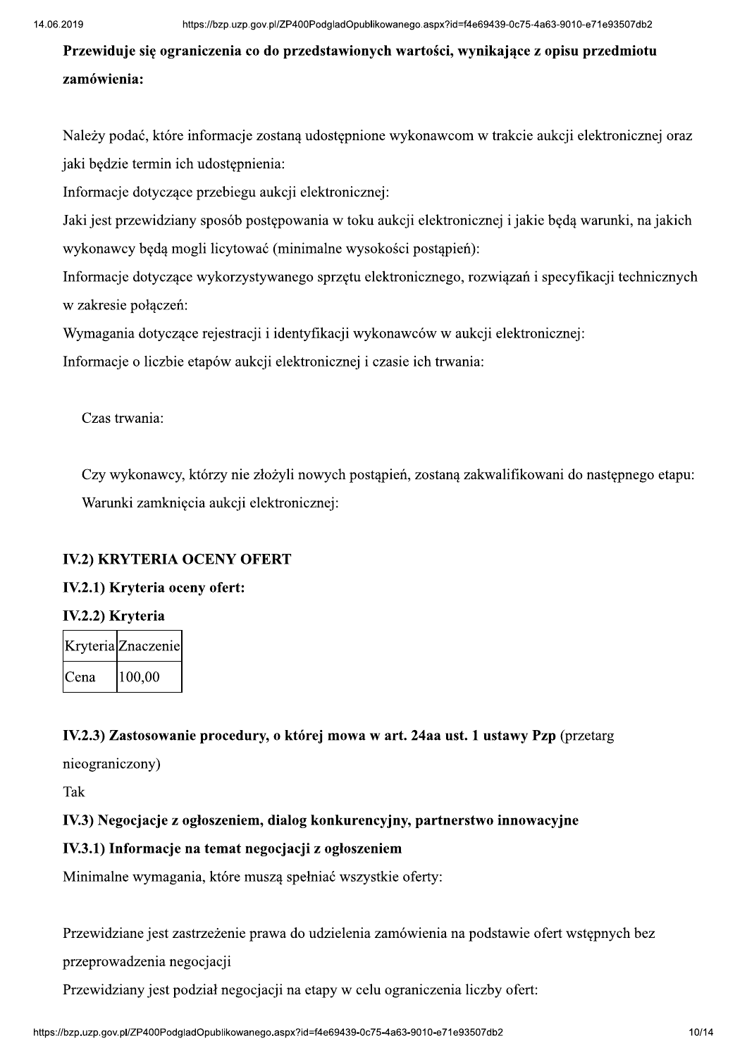**Przewiduje się ograniczenia co do przedstawionych wartości, wynikające z opisu przedmiotu zamówienia:**

Należy podać, które informacje zostaną udostępnione wykonawcom w trakcie aukcji elektronicznej oraz jaki będzie termin ich udostępnienia:

Informacje dotyczące przebiegu aukcji elektronicznej:

Jaki jest przewidziany sposób postępowania w toku aukcji elektronicznej i jakie będą warunki, na jakich wykonawcy będą mogli licytować (minimalne wysokości postąpień):

Informacje dotyczące wykorzystywanego sprzętu elektronicznego, rozwiązań i specyfikacji technicznych w zakresie połączeń:

Wymagania dotyczące rejestracji i identyfikacji wykonawców w aukcji elektronicznej:

Informacje o liczbie etapów aukcji elektronicznej i czasie ich trwania:

Czas trwania:

Czy wykonawcy, którzy nie złożyli nowych postąpień, zostaną zakwalifikowani do następnego etapu:

Warunki zamknięcia aukcji elektronicznej:

**IV.2) KRYTERIA OCENY OFERT**

**IV.2.1) Kryteria oceny ofert:**

**IV.2.2) Kryteria**

| Kryteria | Znaczenie |
|---|---|
| Cena | 100,00 |

**IV.2.3) Zastosowanie procedury, o której mowa w art. 24aa ust. 1 ustawy Pzp** (przetarg nieograniczony)

Tak

**IV.3) Negocjacje z ogłoszeniem, dialog konkurencyjny, partnerstwo innowacyjne**

**IV.3.1) Informacje na temat negocjacji z ogłoszeniem**

Minimalne wymagania, które muszą spełniać wszystkie oferty:

Przewidziane jest zastrzeżenie prawa do udzielenia zamówienia na podstawie ofert wstępnych bez przeprowadzenia negocjacji

Przewidziany jest podział negocjacji na etapy w celu ograniczenia liczby ofert: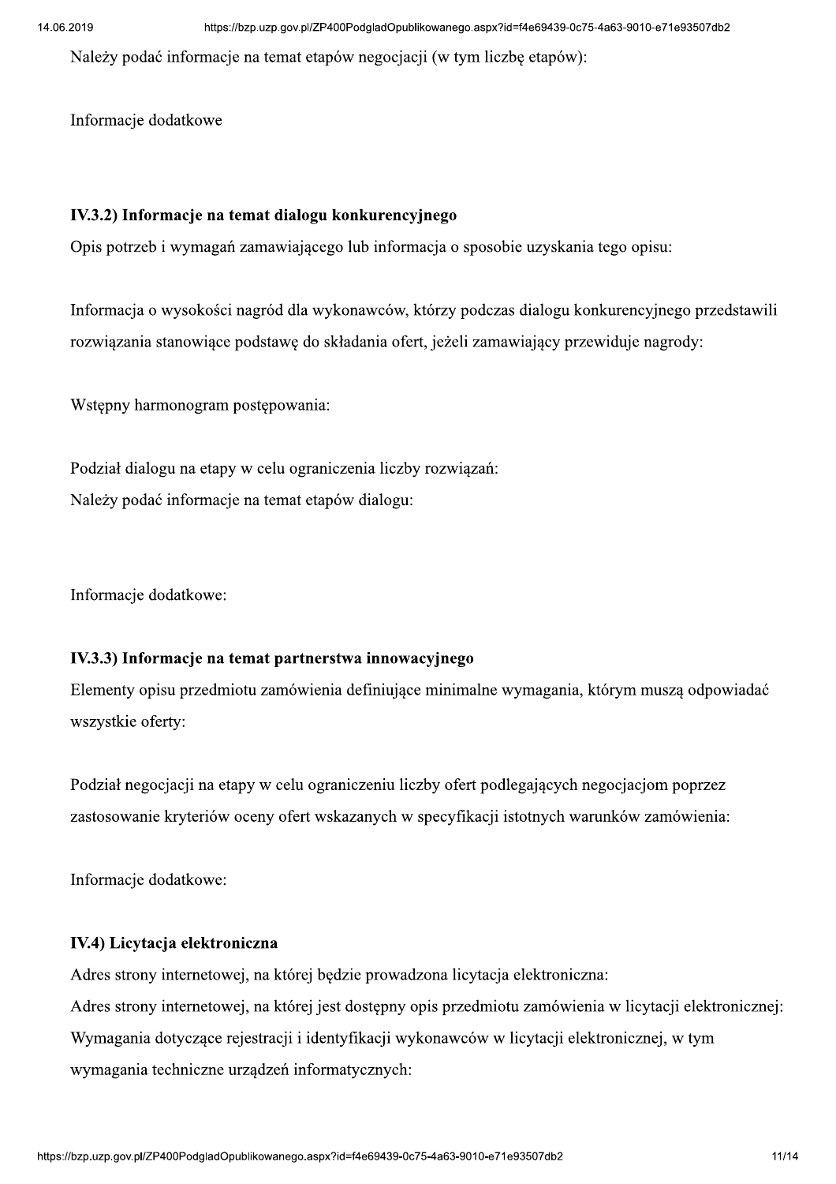Należy podać informacje na temat etapów negocjacji (w tym liczbę etapów):

Informacje dodatkowe

**IV.3.2) Informacje na temat dialogu konkurencyjnego**

Opis potrzeb i wymagań zamawiającego lub informacja o sposobie uzyskania tego opisu:

Informacja o wysokości nagród dla wykonawców, którzy podczas dialogu konkurencyjnego przedstawili rozwiązania stanowiące podstawę do składania ofert, jeżeli zamawiający przewiduje nagrody:

Wstępny harmonogram postępowania:

Podział dialogu na etapy w celu ograniczenia liczby rozwiązań:

Należy podać informacje na temat etapów dialogu:

Informacje dodatkowe:

**IV.3.3) Informacje na temat partnerstwa innowacyjnego**

Elementy opisu przedmiotu zamówienia definiujące minimalne wymagania, którym muszą odpowiadać wszystkie oferty:

Podział negocjacji na etapy w celu ograniczeniu liczby ofert podlegających negocjacjom poprzez zastosowanie kryteriów oceny ofert wskazanych w specyfikacji istotnych warunków zamówienia:

Informacje dodatkowe:

**IV.4) Licytacja elektroniczna**

Adres strony internetowej, na której będzie prowadzona licytacja elektroniczna:

Adres strony internetowej, na której jest dostępny opis przedmiotu zamówienia w licytacji elektronicznej:

Wymagania dotyczące rejestracji i identyfikacji wykonawców w licytacji elektronicznej, w tym wymagania techniczne urządzeń informatycznych: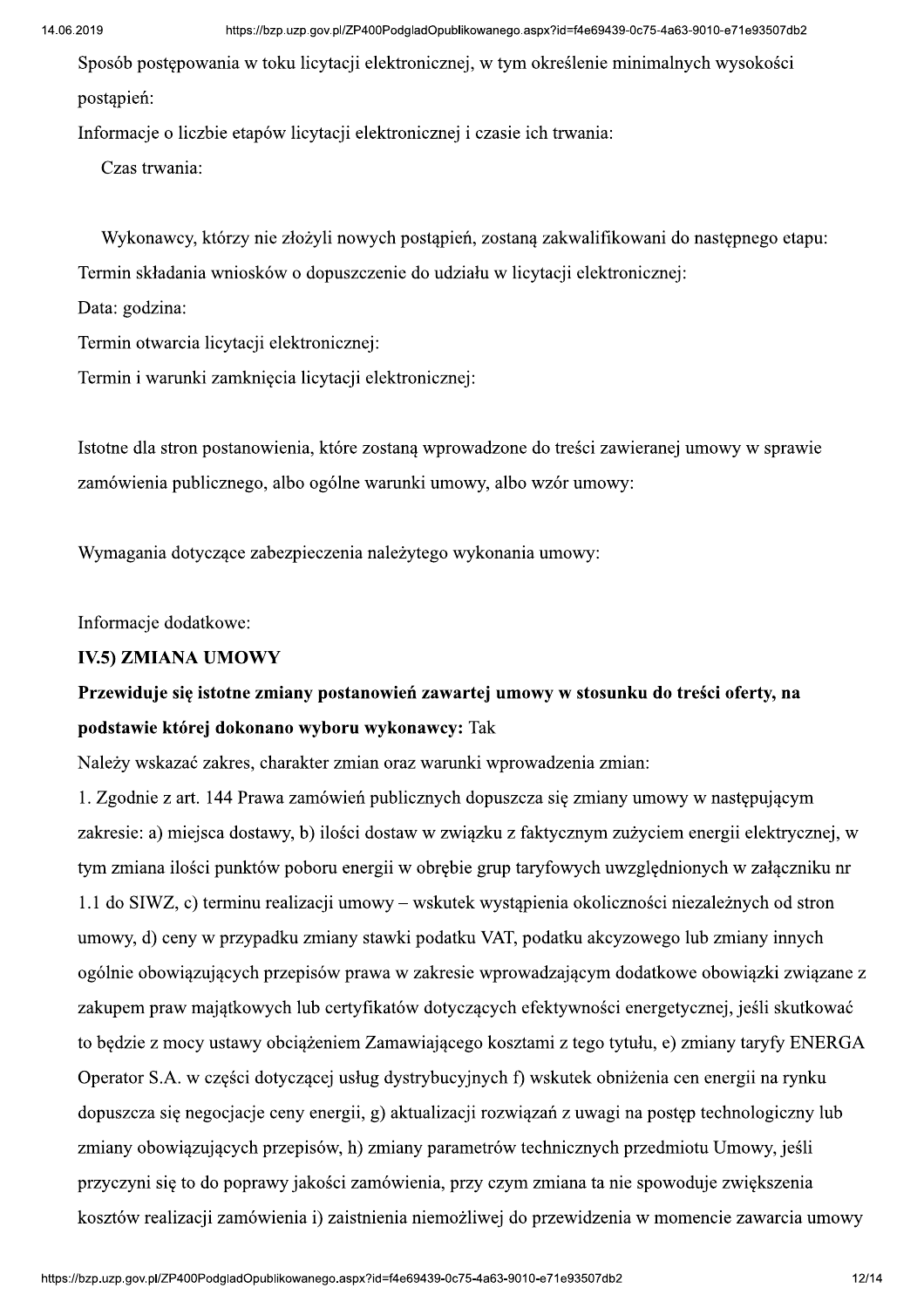Sposób postępowania w toku licytacji elektronicznej, w tym określenie minimalnych wysokości postąpień:

Informacje o liczbie etapów licytacji elektronicznej i czasie ich trwania:

Czas trwania:

Wykonawcy, którzy nie złożyli nowych postąpień, zostaną zakwalifikowani do następnego etapu:

Termin składania wniosków o dopuszczenie do udziału w licytacji elektronicznej:

Data: godzina:

Termin otwarcia licytacji elektronicznej:

Termin i warunki zamknięcia licytacji elektronicznej:

Istotne dla stron postanowienia, które zostaną wprowadzone do treści zawieranej umowy w sprawie zamówienia publicznego, albo ogólne warunki umowy, albo wzór umowy:

Wymagania dotyczące zabezpieczenia należytego wykonania umowy:

Informacje dodatkowe:

**IV.5) ZMIANA UMOWY**

**Przewiduje się istotne zmiany postanowień zawartej umowy w stosunku do treści oferty, na podstawie której dokonano wyboru wykonawcy:** Tak

Należy wskazać zakres, charakter zmian oraz warunki wprowadzenia zmian:

1. Zgodnie z art. 144 Prawa zamówień publicznych dopuszcza się zmiany umowy w następującym zakresie: a) miejsca dostawy, b) ilości dostaw w związku z faktycznym zużyciem energii elektrycznej, w tym zmiana ilości punktów poboru energii w obrębie grup taryfowych uwzględnionych w załączniku nr 1.1 do SIWZ, c) terminu realizacji umowy – wskutek wystąpienia okoliczności niezależnych od stron umowy, d) ceny w przypadku zmiany stawki podatku VAT, podatku akcyzowego lub zmiany innych ogólnie obowiązujących przepisów prawa w zakresie wprowadzającym dodatkowe obowiązki związane z zakupem praw majątkowych lub certyfikatów dotyczących efektywności energetycznej, jeśli skutkować to będzie z mocy ustawy obciążeniem Zamawiającego kosztami z tego tytułu, e) zmiany taryfy ENERGA Operator S.A. w części dotyczącej usług dystrybucyjnych f) wskutek obniżenia cen energii na rynku dopuszcza się negocjacje ceny energii, g) aktualizacji rozwiązań z uwagi na postęp technologiczny lub zmiany obowiązujących przepisów, h) zmiany parametrów technicznych przedmiotu Umowy, jeśli przyczyni się to do poprawy jakości zamówienia, przy czym zmiana ta nie spowoduje zwiększenia kosztów realizacji zamówienia i) zaistnienia niemożliwej do przewidzenia w momencie zawarcia umowy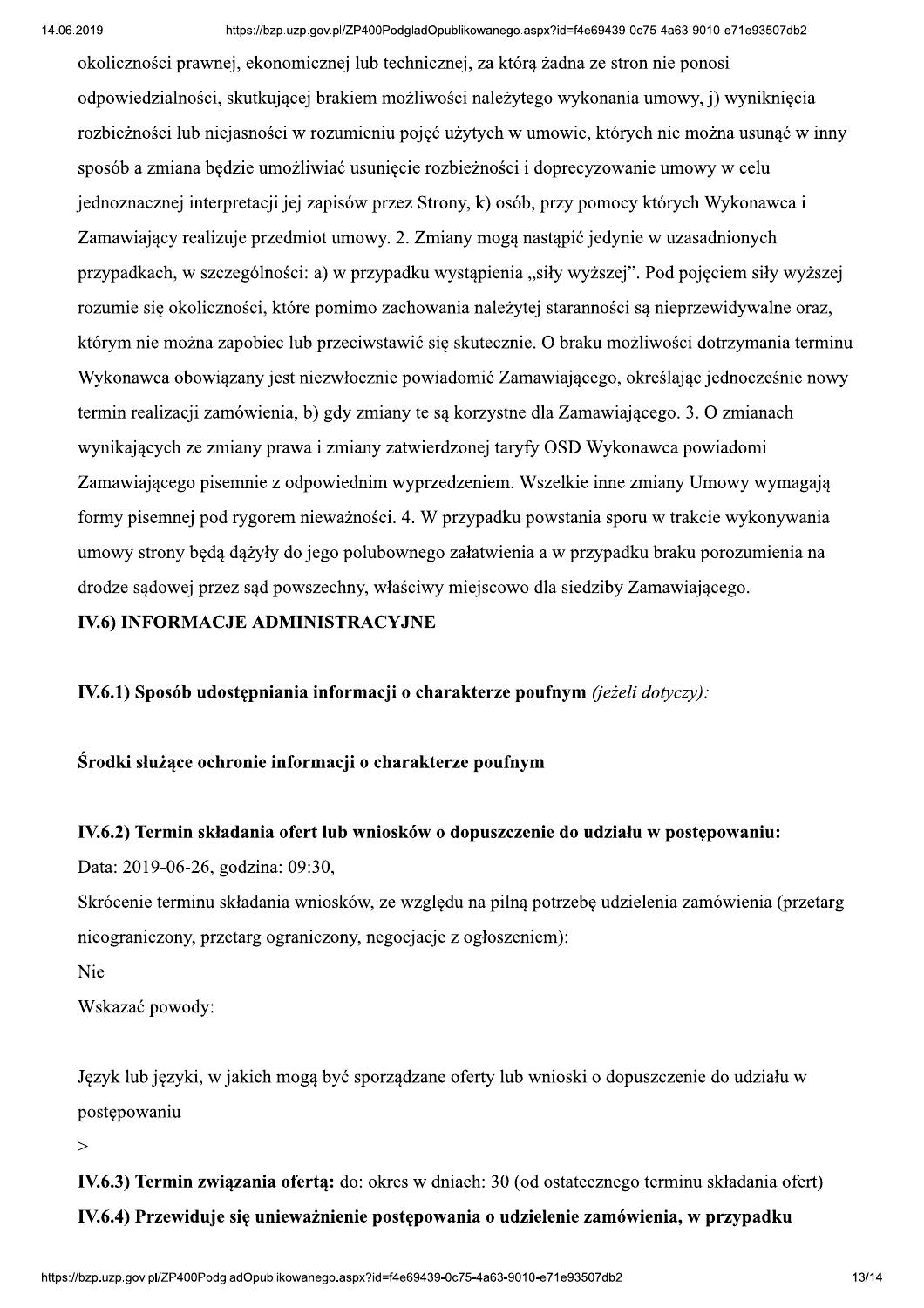okoliczności prawnej, ekonomicznej lub technicznej, za którą żadna ze stron nie ponosi odpowiedzialności, skutkującej brakiem możliwości należytego wykonania umowy, j) wyniknięcia rozbieżności lub niejasności w rozumieniu pojęć użytych w umowie, których nie można usunąć w inny sposób a zmiana będzie umożliwiać usunięcie rozbieżności i doprecyzowanie umowy w celu jednoznacznej interpretacji jej zapisów przez Strony, k) osób, przy pomocy których Wykonawca i Zamawiający realizuje przedmiot umowy. 2. Zmiany mogą nastąpić jedynie w uzasadnionych przypadkach, w szczególności: a) w przypadku wystąpienia „siły wyższej". Pod pojęciem siły wyższej rozumie się okoliczności, które pomimo zachowania należytej staranności są nieprzewidywalne oraz, którym nie można zapobiec lub przeciwstawić się skutecznie. O braku możliwości dotrzymania terminu Wykonawca obowiązany jest niezwłocznie powiadomić Zamawiającego, określając jednocześnie nowy termin realizacji zamówienia, b) gdy zmiany te są korzystne dla Zamawiającego. 3. O zmianach wynikających ze zmiany prawa i zmiany zatwierdzonej taryfy OSD Wykonawca powiadomi Zamawiającego pisemnie z odpowiednim wyprzedzeniem. Wszelkie inne zmiany Umowy wymagają formy pisemnej pod rygorem nieważności. 4. W przypadku powstania sporu w trakcie wykonywania umowy strony będą dążyły do jego polubownego załatwienia a w przypadku braku porozumienia na drodze sądowej przez sąd powszechny, właściwy miejscowo dla siedziby Zamawiającego.

**IV.6) INFORMACJE ADMINISTRACYJNE**

**IV.6.1) Sposób udostępniania informacji o charakterze poufnym** *(jeżeli dotyczy):*

**Środki służące ochronie informacji o charakterze poufnym**

**IV.6.2) Termin składania ofert lub wniosków o dopuszczenie do udziału w postępowaniu:**

Data: 2019-06-26, godzina: 09:30,

Skrócenie terminu składania wniosków, ze względu na pilną potrzebę udzielenia zamówienia (przetarg nieograniczony, przetarg ograniczony, negocjacje z ogłoszeniem):

Nie

Wskazać powody:

Język lub języki, w jakich mogą być sporządzane oferty lub wnioski o dopuszczenie do udziału w postępowaniu

>

**IV.6.3) Termin związania ofertą:** do: okres w dniach: 30 (od ostatecznego terminu składania ofert)

**IV.6.4) Przewiduje się unieważnienie postępowania o udzielenie zamówienia, w przypadku**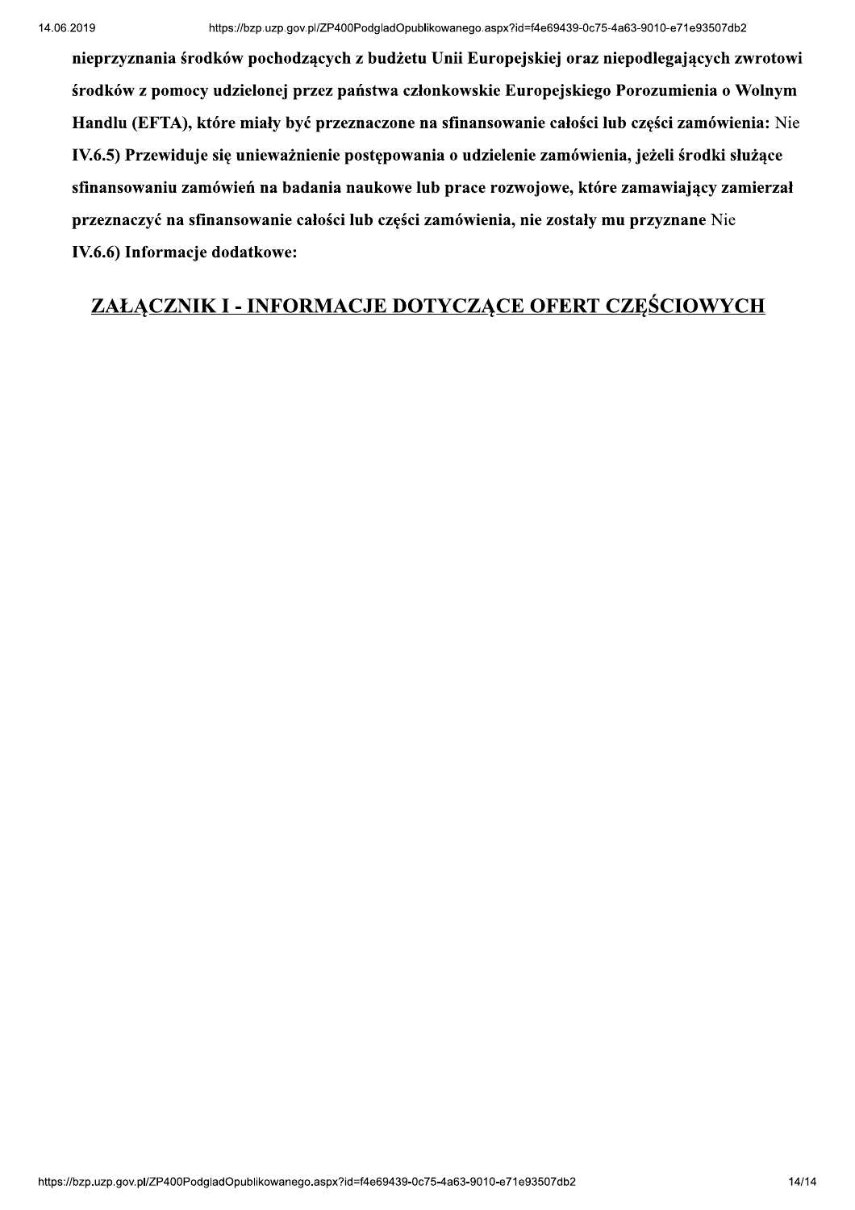**nieprzyznania środków pochodzących z budżetu Unii Europejskiej oraz niepodlegających zwrotowi środków z pomocy udzielonej przez państwa członkowskie Europejskiego Porozumienia o Wolnym Handlu (EFTA), które miały być przeznaczone na sfinansowanie całości lub części zamówienia:** Nie

**IV.6.5) Przewiduje się unieważnienie postępowania o udzielenie zamówienia, jeżeli środki służące sfinansowaniu zamówień na badania naukowe lub prace rozwojowe, które zamawiający zamierzał przeznaczyć na sfinansowanie całości lub części zamówienia, nie zostały mu przyznane** Nie

**IV.6.6) Informacje dodatkowe:**

## ZAŁĄCZNIK I - INFORMACJE DOTYCZĄCE OFERT CZĘŚCIOWYCH